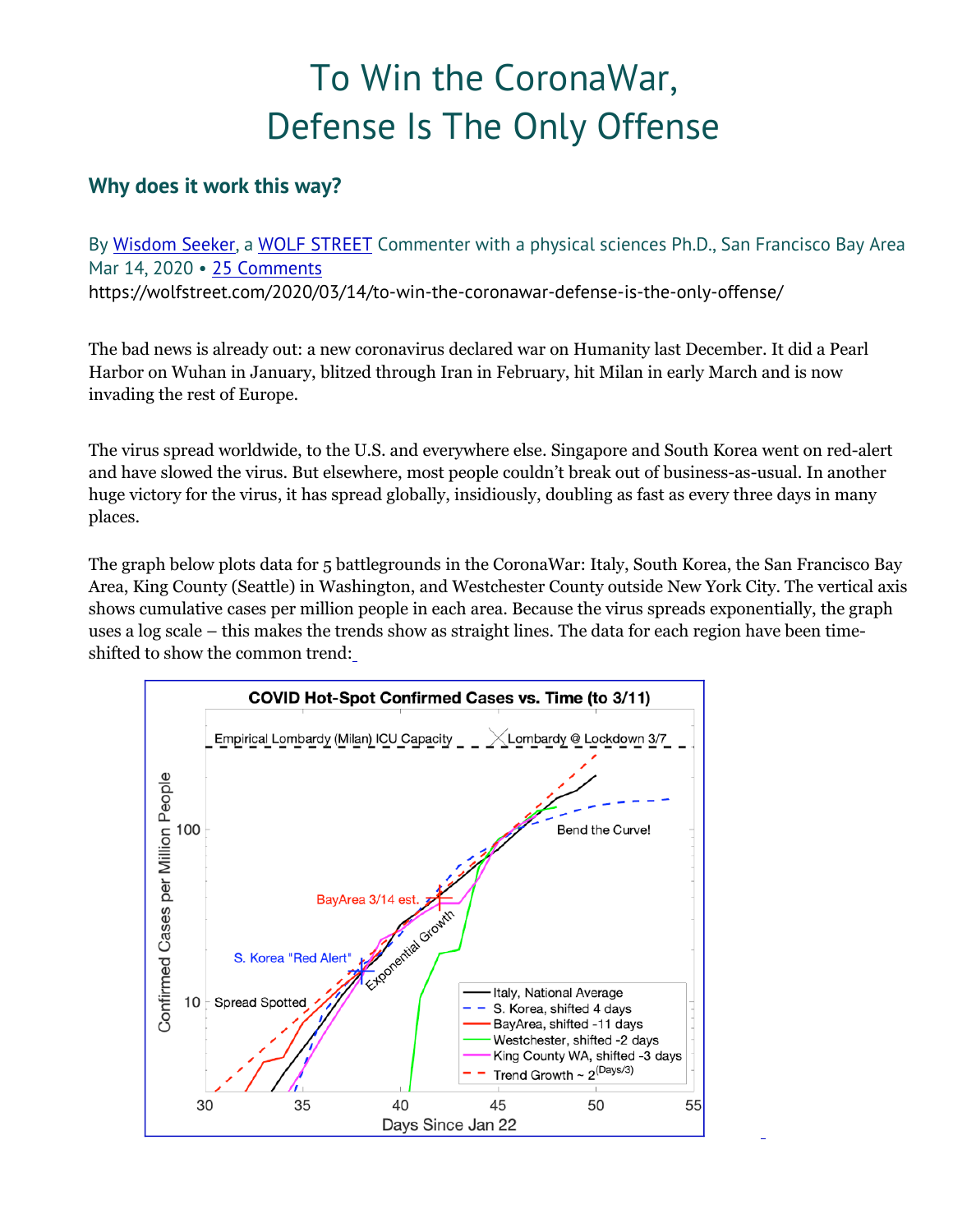# To Win the CoronaWar, Defense Is The Only Offense

## Why does it work this way?

By Wisdom Seeker, a WOLF STREET Commenter with a physical sciences Ph.D., San Francisco Bay Area
Mar 14, 2020 • 25 Comments
https://wolfstreet.com/2020/03/14/to-win-the-coronawar-defense-is-the-only-offense/

The bad news is already out: a new coronavirus declared war on Humanity last December. It did a Pearl Harbor on Wuhan in January, blitzed through Iran in February, hit Milan in early March and is now invading the rest of Europe.

The virus spread worldwide, to the U.S. and everywhere else. Singapore and South Korea went on red-alert and have slowed the virus. But elsewhere, most people couldn't break out of business-as-usual. In another huge victory for the virus, it has spread globally, insidiously, doubling as fast as every three days in many places.

The graph below plots data for 5 battlegrounds in the CoronaWar: Italy, South Korea, the San Francisco Bay Area, King County (Seattle) in Washington, and Westchester County outside New York City. The vertical axis shows cumulative cases per million people in each area. Because the virus spreads exponentially, the graph uses a log scale – this makes the trends show as straight lines. The data for each region have been time-shifted to show the common trend: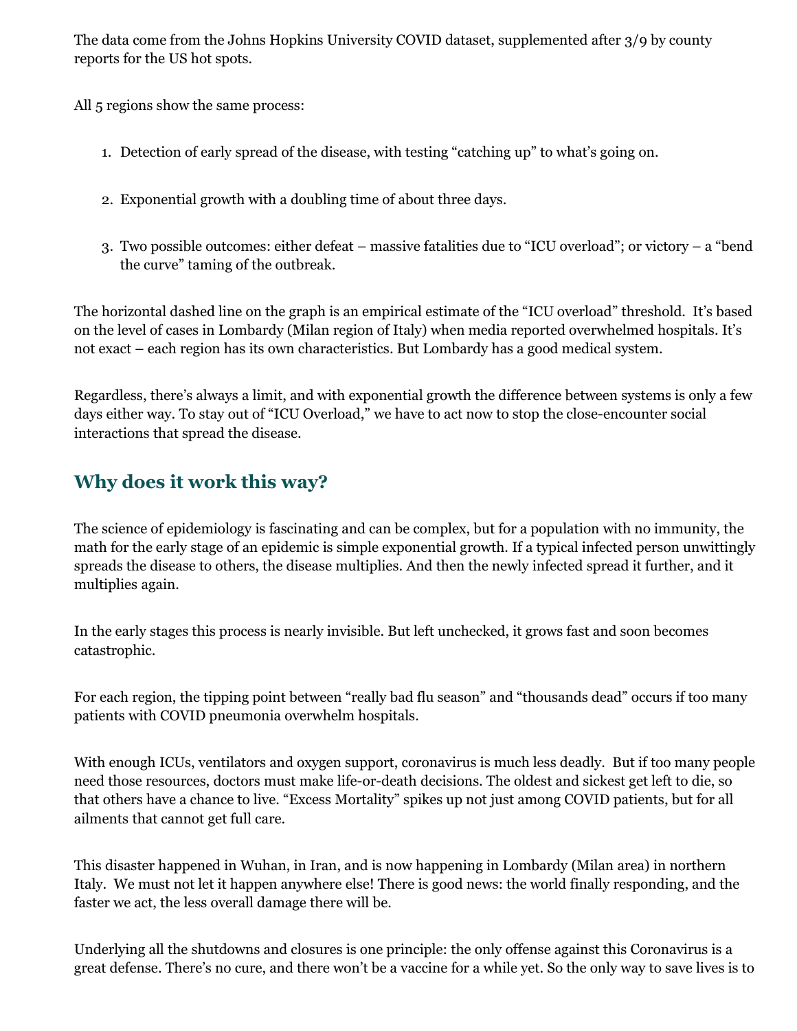The data come from the Johns Hopkins University COVID dataset, supplemented after 3/9 by county reports for the US hot spots.

All 5 regions show the same process:

1. Detection of early spread of the disease, with testing "catching up" to what's going on.

2. Exponential growth with a doubling time of about three days.

3. Two possible outcomes: either defeat – massive fatalities due to "ICU overload"; or victory – a "bend the curve" taming of the outbreak.

The horizontal dashed line on the graph is an empirical estimate of the "ICU overload" threshold. It's based on the level of cases in Lombardy (Milan region of Italy) when media reported overwhelmed hospitals. It's not exact – each region has its own characteristics. But Lombardy has a good medical system.

Regardless, there's always a limit, and with exponential growth the difference between systems is only a few days either way. To stay out of "ICU Overload," we have to act now to stop the close-encounter social interactions that spread the disease.

## Why does it work this way?

The science of epidemiology is fascinating and can be complex, but for a population with no immunity, the math for the early stage of an epidemic is simple exponential growth. If a typical infected person unwittingly spreads the disease to others, the disease multiplies. And then the newly infected spread it further, and it multiplies again.

In the early stages this process is nearly invisible. But left unchecked, it grows fast and soon becomes catastrophic.

For each region, the tipping point between "really bad flu season" and "thousands dead" occurs if too many patients with COVID pneumonia overwhelm hospitals.

With enough ICUs, ventilators and oxygen support, coronavirus is much less deadly. But if too many people need those resources, doctors must make life-or-death decisions. The oldest and sickest get left to die, so that others have a chance to live. "Excess Mortality" spikes up not just among COVID patients, but for all ailments that cannot get full care.

This disaster happened in Wuhan, in Iran, and is now happening in Lombardy (Milan area) in northern Italy. We must not let it happen anywhere else! There is good news: the world finally responding, and the faster we act, the less overall damage there will be.

Underlying all the shutdowns and closures is one principle: the only offense against this Coronavirus is a great defense. There's no cure, and there won't be a vaccine for a while yet. So the only way to save lives is to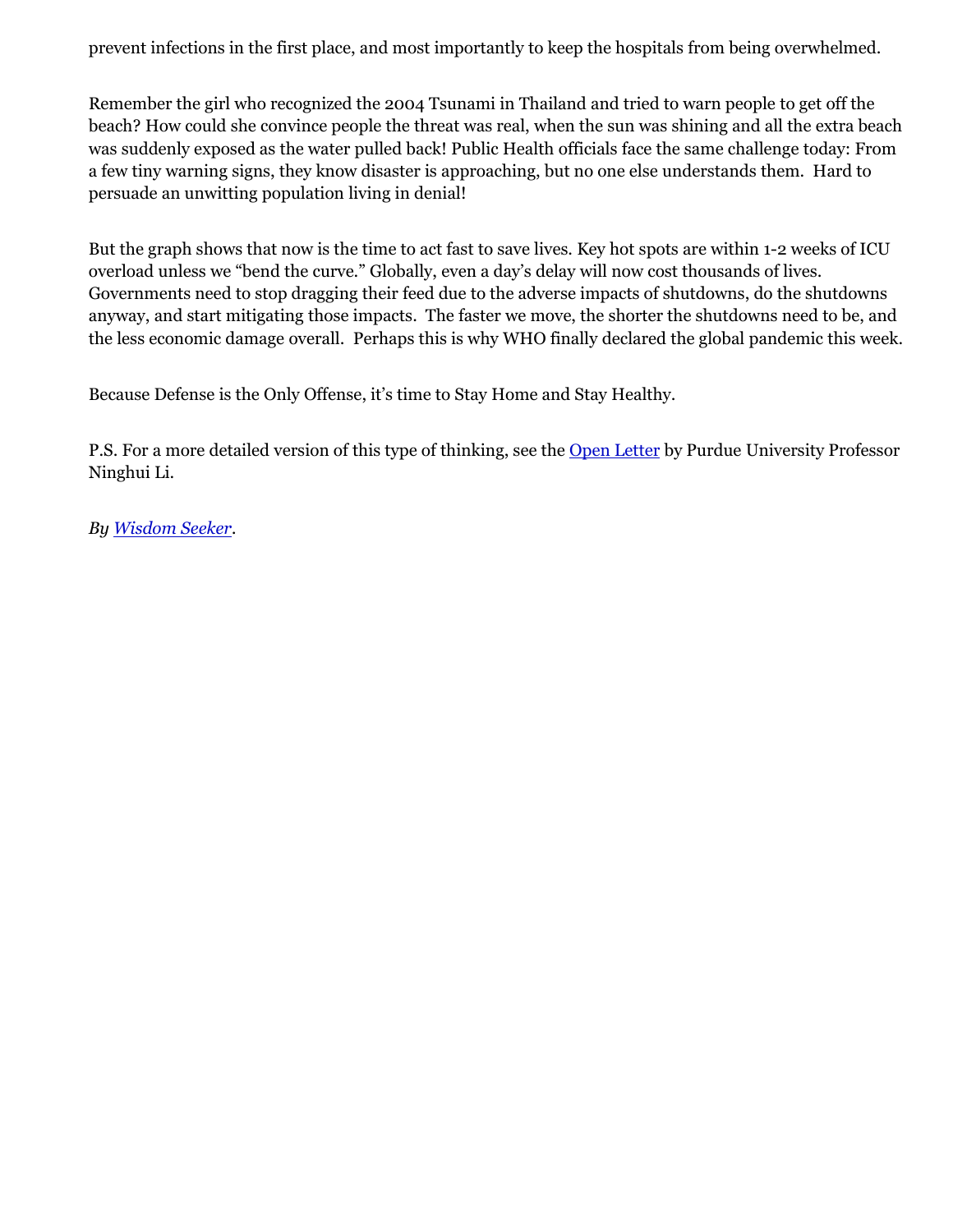prevent infections in the first place, and most importantly to keep the hospitals from being overwhelmed.

Remember the girl who recognized the 2004 Tsunami in Thailand and tried to warn people to get off the beach? How could she convince people the threat was real, when the sun was shining and all the extra beach was suddenly exposed as the water pulled back! Public Health officials face the same challenge today: From a few tiny warning signs, they know disaster is approaching, but no one else understands them. Hard to persuade an unwitting population living in denial!

But the graph shows that now is the time to act fast to save lives. Key hot spots are within 1-2 weeks of ICU overload unless we "bend the curve." Globally, even a day's delay will now cost thousands of lives. Governments need to stop dragging their feed due to the adverse impacts of shutdowns, do the shutdowns anyway, and start mitigating those impacts. The faster we move, the shorter the shutdowns need to be, and the less economic damage overall. Perhaps this is why WHO finally declared the global pandemic this week.

Because Defense is the Only Offense, it's time to Stay Home and Stay Healthy.

P.S. For a more detailed version of this type of thinking, see the [Open Letter](#) by Purdue University Professor Ninghui Li.

*By [Wisdom Seeker](#).*